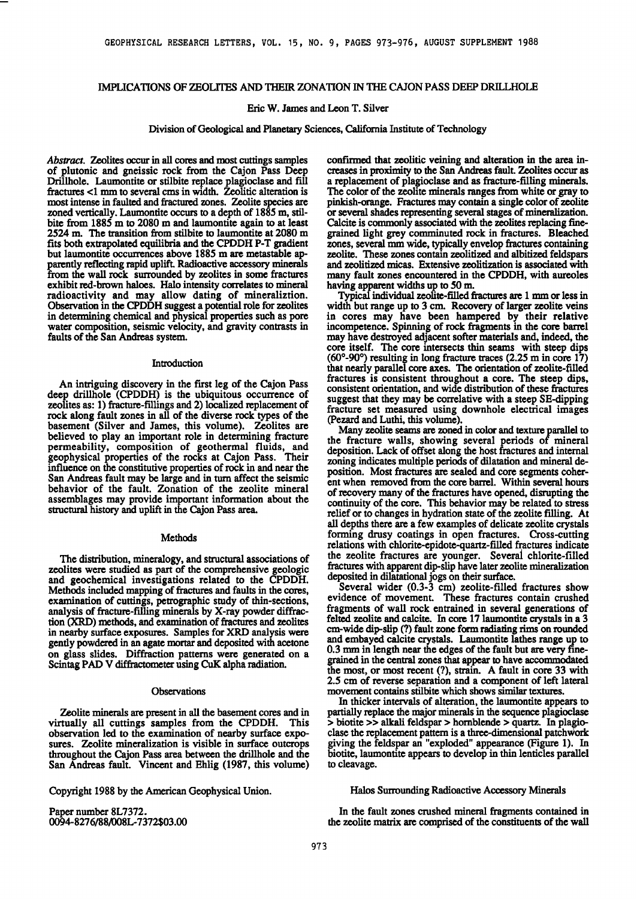# IMPLICATIONS OF ZEOLITES AND THEIR ZONATION IN THE CAJON PASS DEEP DRILLHOLE

Eric W. James and Leon T. Silver

Division of Geological and Planetary Sciences, California Institute of Technology

*Abstract.* Zeolites occur in all cores and most cuttings samples of plutonic and gneissic rock from the Cajon Pass Deep Drillhole. Laumontite or stilbite replace plagioclase and fill fractures <1 mm to several cms in width. Zeolitic alteration is most intense in faulted and fractured zones. Zeolite species are zoned vertically. Laumontite occurs to a depth of 1885 m, stilbite from 1885 m to 2080 m and laumontite again to at least 2524 m. The transition from stilbite to laumontite at 2080 m fits both extrapolated equilibria and the CPDDH P-T gradient but laumontite occurrences above 1885 m are metastable apparently reflecting rapid uplift. Radioactive accessory minerals from the wall rock surrounded by zeolites in some fractures exhibit red-brown haloes. Halo intensity correlates to mineral radioactivity and may allow dating of mineraliztion. Observation in the CPDDH suggest a potential role for zeolites in determining chemical and physical properties such as pore water composition, seismic velocity, and gravity contrasts in faults of the San Andreas system.

## Introduction

An intriguing discovery in the first leg of the Cajon Pass deep drillhole (CPDDH) is the ubiquitous occurrence of zeolites as: 1) fracture-fillings and 2) localized replacement of rock along fault zones in all of the diverse rock types of the basement (Silver and James, this volume). Zeolites are believed to play an important role in determining fracture permeability, composition of geothermal fluids, and geophysical properties of the rocks at Cajon Pass. Their influence on the constitutive properties of rock in and near the San Andreas fault may be large and in turn affect the seismic behavior of the fault. Zonation of the zeolite mineral assemblages may provide important information about the structural history and uplift in the Cajon Pass area.

## Methods

The distribution, mineralogy, and structural associations of zeolites were studied as part of the comprehensive geologic and geochemical investigations related to the CPDDH. Methods included mapping of fractures and faults in the cores, examination of cuttings, petrographic study of thin-sections, analysis of fracture-filling minerals by X-ray powder diffraction (XRD) methods, and examination of fractures and zeolites in nearby surface exposures. Samples for XRD analysis were gently powdered in an agate mortar and deposited with acetone on glass slides. Diffraction patterns were generated on a Scintag PAD V diffractometer using CuK alpha radiation.

## Observations

Zeolite minerals are present in all the basement cores and in virtually all cuttings samples from the CPDDH. This observation led to the examination of nearby surface exposures. Zeolite mineralization is visible in surface outcrops throughout the Cajon Pass area between the drillhole and the San Andreas fault. Vincent and Ehlig (1987, this volume) confirmed that zeolitic veining and alteration in the area increases in proximity to the San Andreas fault. Zeolites occur as a replacement of plagioclase and as fracture-filling minerals. The color of the zeolite minerals ranges from white or gray to pinkish-orange. Fractures may contain a single color of zeolite or several shades representing several stages of mineralization. Calcite is commonly associated with the zeolites replacing fine-grained light grey comminuted rock in fractures. Bleached zones, several mm wide, typically envelop fractures containing zeolite. These zones contain zeolitized and albitized feldspars and zeolitized micas. Extensive zeolitization is associated with many fault zones encountered in the CPDDH, with aureoles having apparent widths up to 50 m.

Typical individual zeolite-filled fractures are 1 mm or less in width but range up to 3 cm. Recovery of larger zeolite veins in cores may have been hampered by their relative incompetence. Spinning of rock fragments in the core barrel may have destroyed adjacent softer materials and, indeed, the core itself. The core intersects thin seams with steep dips (60°-90°) resulting in long fracture traces (2.25 m in core 17) that nearly parallel core axes. The orientation of zeolite-filled fractures is consistent throughout a core. The steep dips, consistent orientation, and wide distribution of these fractures suggest that they may be correlative with a steep SE-dipping fracture set measured using downhole electrical images (Pezard and Luthi, this volume).

Many zeolite seams are zoned in color and texture parallel to the fracture walls, showing several periods of mineral deposition. Lack of offset along the host fractures and internal zoning indicates multiple periods of dilatation and mineral deposition. Most fractures are sealed and core segments coherent when removed from the core barrel. Within several hours of recovery many of the fractures have opened, disrupting the continuity of the core. This behavior may be related to stress relief or to changes in hydration state of the zeolite filling. At all depths there are a few examples of delicate zeolite crystals forming drusy coatings in open fractures. Cross-cutting relations with chlorite-epidote-quartz-filled fractures indicate the zeolite fractures are younger. Several chlorite-filled fractures with apparent dip-slip have later zeolite mineralization deposited in dilatational jogs on their surface.

Several wider (0.3-3 cm) zeolite-filled fractures show evidence of movement. These fractures contain crushed fragments of wall rock entrained in several generations of felted zeolite and calcite. In core 17 laumontite crystals in a 3 cm-wide dip-slip (?) fault zone form radiating rims on rounded and embayed calcite crystals. Laumontite lathes range up to 0.3 mm in length near the edges of the fault but are very fine-grained in the central zones that appear to have accommodated the most, or most recent (?), strain. A fault in core 33 with 2.5 cm of reverse separation and a component of left lateral movement contains stilbite which shows similar textures.

In thicker intervals of alteration, the laumontite appears to partially replace the major minerals in the sequence plagioclase > biotite >> alkali feldspar > hornblende > quartz. In plagioclase the replacement pattern is a three-dimensional patchwork giving the feldspar an "exploded" appearance (Figure 1). In biotite, laumontite appears to develop in thin lenticles parallel to cleavage.

## Halos Surrounding Radioactive Accessory Minerals

In the fault zones crushed mineral fragments contained in the zeolite matrix are comprised of the constituents of the wall

Copyright 1988 by the American Geophysical Union.

Paper number 8L7372.
0094-8276/88/008L-7372$03.00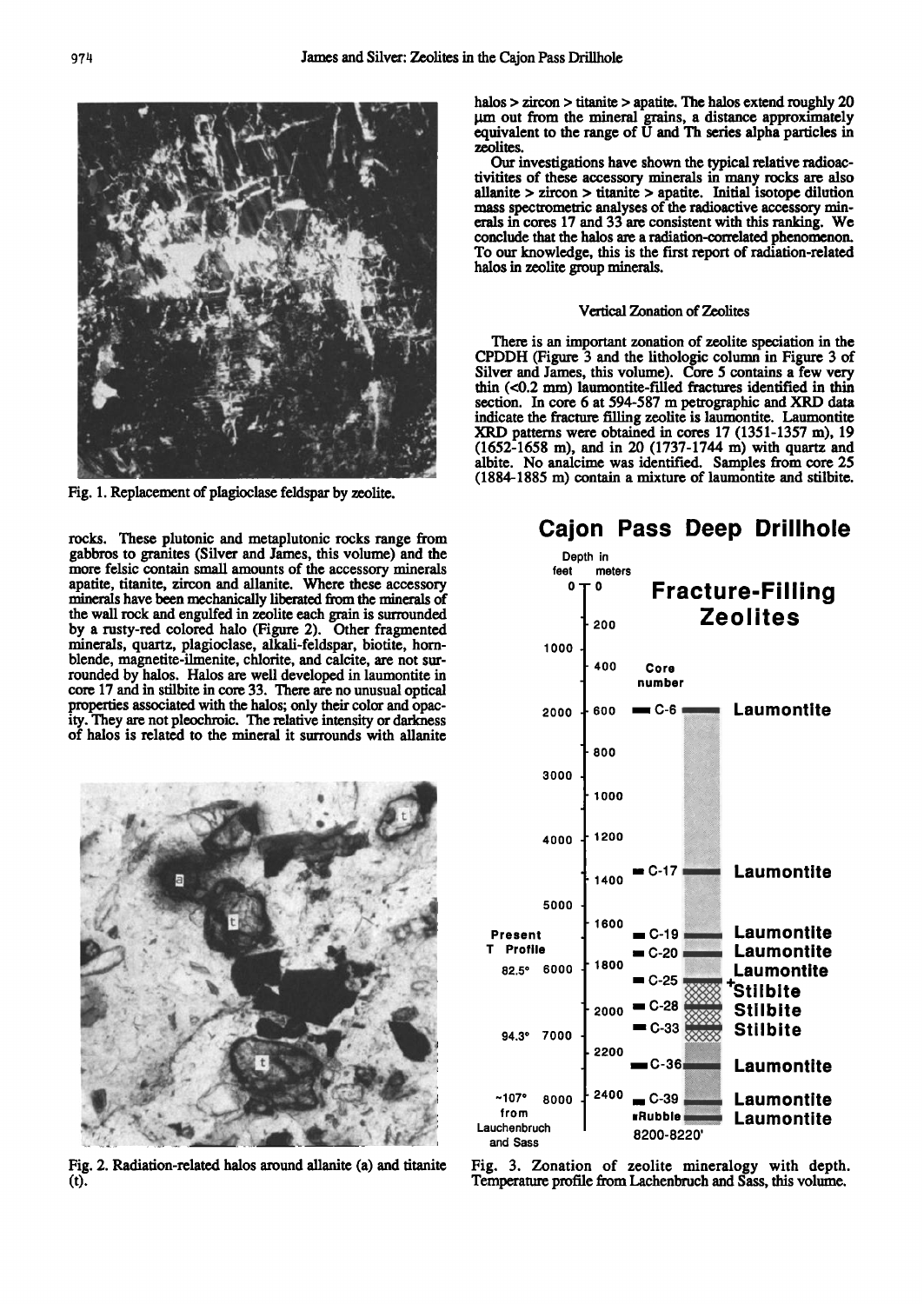Fig. 1. Replacement of plagioclase feldspar by zeolite.

rocks. These plutonic and metaplutonic rocks range from gabbros to granites (Silver and James, this volume) and the more felsic contain small amounts of the accessory minerals apatite, titanite, zircon and allanite. Where these accessory minerals have been mechanically liberated from the minerals of the wall rock and engulfed in zeolite each grain is surrounded by a rusty-red colored halo (Figure 2). Other fragmented minerals, quartz, plagioclase, alkali-feldspar, biotite, hornblende, magnetite-ilmenite, chlorite, and calcite, are not surrounded by halos. Halos are well developed in laumontite in core 17 and in stilbite in core 33. There are no unusual optical properties associated with the halos; only their color and opacity. They are not pleochroic. The relative intensity or darkness of halos is related to the mineral it surrounds with allanite

Fig. 2. Radiation-related halos around allanite (a) and titanite (t).

halos > zircon > titanite > apatite. The halos extend roughly 20 μm out from the mineral grains, a distance approximately equivalent to the range of U and Th series alpha particles in zeolites.

Our investigations have shown the typical relative radioactivitites of these accessory minerals in many rocks are also allanite > zircon > titanite > apatite. Initial isotope dilution mass spectrometric analyses of the radioactive accessory minerals in cores 17 and 33 are consistent with this ranking. We conclude that the halos are a radiation-correlated phenomenon. To our knowledge, this is the first report of radiation-related halos in zeolite group minerals.

### Vertical Zonation of Zeolites

There is an important zonation of zeolite speciation in the CPDDH (Figure 3 and the lithologic column in Figure 3 of Silver and James, this volume). Core 5 contains a few very thin (<0.2 mm) laumontite-filled fractures identified in thin section. In core 6 at 594-587 m petrographic and XRD data indicate the fracture filling zeolite is laumontite. Laumontite XRD patterns were obtained in cores 17 (1351-1357 m), 19 (1652-1658 m), and in 20 (1737-1744 m) with quartz and albite. No analcime was identified. Samples from core 25 (1884-1885 m) contain a mixture of laumontite and stilbite.

Fig. 3. Zonation of zeolite mineralogy with depth. Temperature profile from Lachenbruch and Sass, this volume.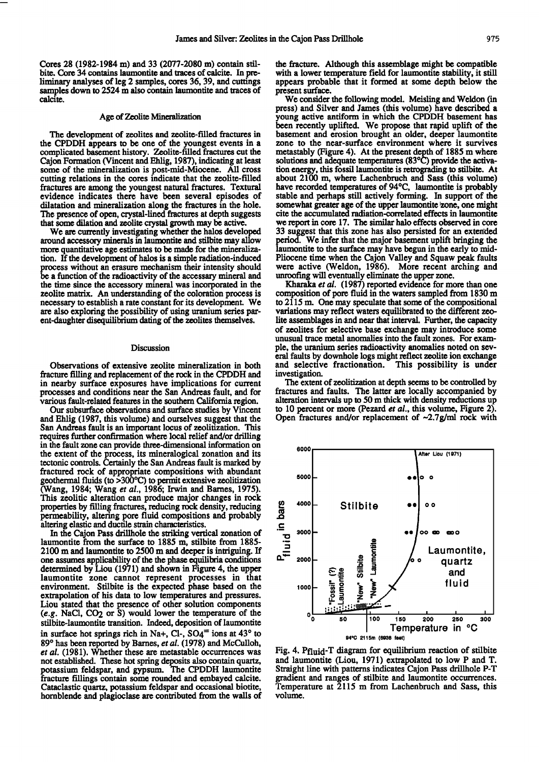Cores 28 (1982-1984 m) and 33 (2077-2080 m) contain stilbite. Core 34 contains laumontite and traces of calcite. In preliminary analyses of leg 2 samples, cores 36, 39, and cuttings samples down to 2524 m also contain laumontite and traces of calcite.

## Age of Zeolite Mineralization

The development of zeolites and zeolite-filled fractures in the CPDDH appears to be one of the youngest events in a complicated basement history. Zeolite-filled fractures cut the Cajon Formation (Vincent and Ehlig, 1987), indicating at least some of the mineralization is post-mid-Miocene. All cross cutting relations in the cores indicate that the zeolite-filled fractures are among the youngest natural fractures. Textural evidence indicates there have been several episodes of dilatation and mineralization along the fractures in the hole. The presence of open, crystal-lined fractures at depth suggests that some dilation and zeolite crystal growth may be active.

We are currently investigating whether the halos developed around accessory minerals in laumontite and stilbite may allow more quantitative age estimates to be made for the mineralization. If the development of halos is a simple radiation-induced process without an erasure mechanism their intensity should be a function of the radioactivity of the accessory mineral and the time since the accessory mineral was incorporated in the zeolite matrix. An understanding of the coloration process is necessary to establish a rate constant for its development. We are also exploring the possibility of using uranium series parent-daughter disequilibrium dating of the zeolites themselves.

## Discussion

Observations of extensive zeolite mineralization in both fracture filling and replacement of the rock in the CPDDH and in nearby surface exposures have implications for current processes and conditions near the San Andreas fault, and for various fault-related features in the southern California region.

Our subsurface observations and surface studies by Vincent and Ehlig (1987, this volume) and ourselves suggest that the San Andreas fault is an important locus of zeolitization. This requires further confirmation where local relief and/or drilling in the fault zone can provide three-dimensional information on the extent of the process, its mineralogical zonation and its tectonic controls. Certainly the San Andreas fault is marked by fractured rock of appropriate compositions with abundant geothermal fluids (to >300°C) to permit extensive zeolitization (Wang, 1984; Wang *et al.*, 1986; Irwin and Barnes, 1975). This zeolitic alteration can produce major changes in rock properties by filling fractures, reducing rock density, reducing permeability, altering pore fluid compositions and probably altering elastic and ductile strain characteristics.

In the Cajon Pass drillhole the striking vertical zonation of laumontite from the surface to 1885 m, stilbite from 1885-2100 m and laumontite to 2500 m and deeper is intriguing. If one assumes applicability of the the phase equilibria conditions determined by Liou (1971) and shown in Figure 4, the upper laumontite zone cannot represent processes in that environment. Stilbite is the expected phase based on the extrapolation of his data to low temperatures and pressures. Liou stated that the presence of other solution components (*e.g.* NaCl, $CO_2$ or S) would lower the temperature of the stilbite-laumontite transition. Indeed, deposition of laumontite in surface hot springs rich in $Na^+$, $Cl^-$, $SO_4^{=}$ ions at 43° to 89° has been reported by Barnes, *et al.* (1978) and McCulloh, *et al.* (1981). Whether these are metastable occurrences was not established. These hot spring deposits also contain quartz, potassium feldspar, and gypsum. The CPDDH laumontite fracture fillings contain some rounded and embayed calcite. Cataclastic quartz, potassium feldspar and occasional biotite, hornblende and plagioclase are contributed from the walls of the fracture. Although this assemblage might be compatible with a lower temperature field for laumontite stability, it still appears probable that it formed at some depth below the present surface.

We consider the following model. Meisling and Weldon (in press) and Silver and James (this volume) have described a young active antiform in which the CPDDH basement has been recently uplifted. We propose that rapid uplift of the basement and erosion brought an older, deeper laumontite zone to the near-surface environment where it survives metastably (Figure 4). At the present depth of 1885 m where solutions and adequate temperatures (83°C) provide the activation energy, this fossil laumontite is retrograding to stilbite. At about 2100 m, where Lachenbruch and Sass (this volume) have recorded temperatures of 94°C, laumontite is probably stable and perhaps still actively forming. In support of the somewhat greater age of the upper laumontite zone, one might cite the accumulated radiation-correlated effects in laumontite we report in core 17. The similar halo effects observed in core 33 suggest that this zone has also persisted for an extended period. We infer that the major basement uplift bringing the laumontite to the surface may have begun in the early to mid-Pliocene time when the Cajon Valley and Squaw peak faults were active (Weldon, 1986). More recent arching and unroofing will eventually eliminate the upper zone.

Kharaka *et al.* (1987) reported evidence for more than one composition of pore fluid in the waters sampled from 1830 m to 2115 m. One may speculate that some of the compositional variations may reflect waters equilibrated to the different zeolite assemblages in and near that interval. Further, the capacity of zeolites for selective base exchange may introduce some unusual trace metal anomalies into the fault zones. For example, the uranium series radioactivity anomalies noted on several faults by downhole logs might reflect zeolite ion exchange and selective fractionation. This possibility is under investigation.

The extent of zeolitization at depth seems to be controlled by fractures and faults. The latter are locally accompanied by alteration intervals up to 50 m thick with density reductions up to 10 percent or more (Pezard *et al.*, this volume, Figure 2). Open fractures and/or replacement of ~2.7g/ml rock with

Fig. 4. $P_{fluid}$-T diagram for equilibrium reaction of stilbite and laumontite (Liou, 1971) extrapolated to low P and T. Straight line with patterns indicates Cajon Pass drillhole P-T gradient and ranges of stilbite and laumontite occurrences. Temperature at 2115 m from Lachenbruch and Sass, this volume.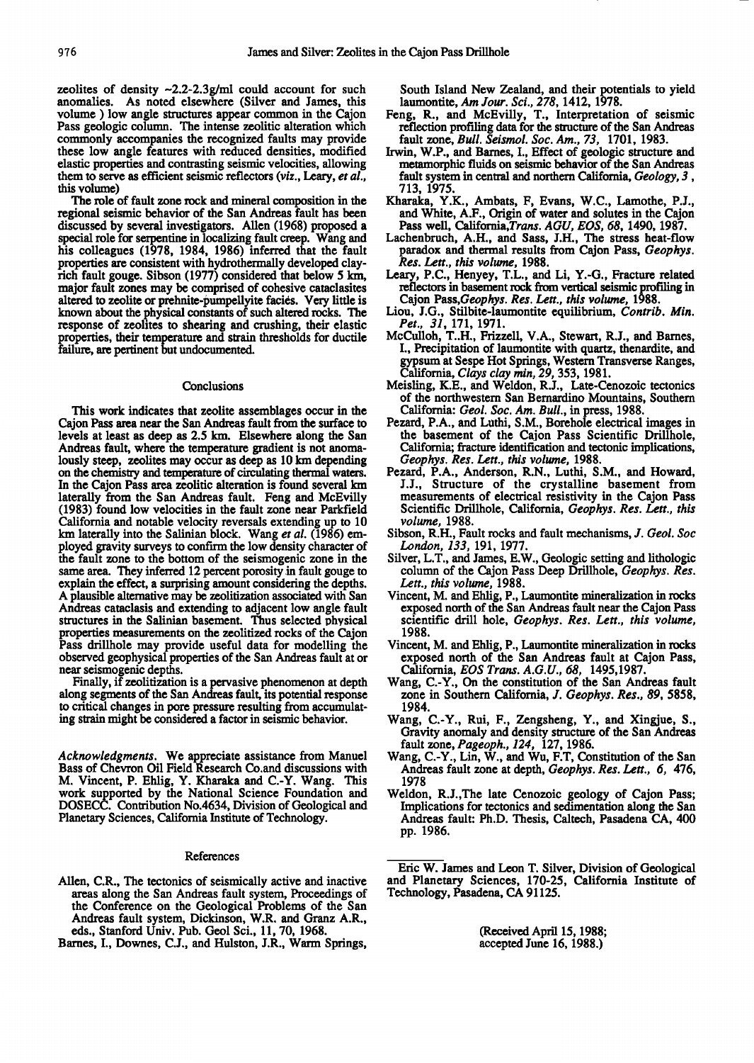zeolites of density ~2.2-2.3g/ml could account for such anomalies. As noted elsewhere (Silver and James, this volume ) low angle structures appear common in the Cajon Pass geologic column. The intense zeolitic alteration which commonly accompanies the recognized faults may provide these low angle features with reduced densities, modified elastic properties and contrasting seismic velocities, allowing them to serve as efficient seismic reflectors (*viz.*, Leary, *et al.*, this volume)

The role of fault zone rock and mineral composition in the regional seismic behavior of the San Andreas fault has been discussed by several investigators. Allen (1968) proposed a special role for serpentine in localizing fault creep. Wang and his colleagues (1978, 1984, 1986) inferred that the fault properties are consistent with hydrothermally developed clay-rich fault gouge. Sibson (1977) considered that below 5 km, major fault zones may be comprised of cohesive cataclasites altered to zeolite or prehnite-pumpellyite faciès. Very little is known about the physical constants of such altered rocks. The response of zeolites to shearing and crushing, their elastic properties, their temperature and strain thresholds for ductile failure, are pertinent but undocumented.

## Conclusions

This work indicates that zeolite assemblages occur in the Cajon Pass area near the San Andreas fault from the surface to levels at least as deep as 2.5 km. Elsewhere along the San Andreas fault, where the temperature gradient is not anomalously steep, zeolites may occur as deep as 10 km depending on the chemistry and temperature of circulating thermal waters. In the Cajon Pass area zeolitic alteration is found several km laterally from the San Andreas fault. Feng and McEvilly (1983) found low velocities in the fault zone near Parkfield California and notable velocity reversals extending up to 10 km laterally into the Salinian block. Wang *et al.* (1986) employed gravity surveys to confirm the low density character of the fault zone to the bottom of the seismogenic zone in the same area. They inferred 12 percent porosity in fault gouge to explain the effect, a surprising amount considering the depths. A plausible alternative may be zeolitization associated with San Andreas cataclasis and extending to adjacent low angle fault structures in the Salinian basement. Thus selected physical properties measurements on the zeolitized rocks of the Cajon Pass drillhole may provide useful data for modelling the observed geophysical properties of the San Andreas fault at or near seismogenic depths.

Finally, if zeolitization is a pervasive phenomenon at depth along segments of the San Andreas fault, its potential response to critical changes in pore pressure resulting from accumulating strain might be considered a factor in seismic behavior.

*Acknowledgments.* We appreciate assistance from Manuel Bass of Chevron Oil Field Research Co.and discussions with M. Vincent, P. Ehlig, Y. Kharaka and C.-Y. Wang. This work supported by the National Science Foundation and DOSECC. Contribution No.4634, Division of Geological and Planetary Sciences, California Institute of Technology.

## References

Allen, C.R., The tectonics of seismically active and inactive areas along the San Andreas fault system, Proceedings of the Conference on the Geological Problems of the San Andreas fault system, Dickinson, W.R. and Granz A.R., eds., Stanford Univ. Pub. Geol Sci., 11, 70, 1968.

Barnes, I., Downes, C.J., and Hulston, J.R., Warm Springs, South Island New Zealand, and their potentials to yield laumontite, *Am Jour. Sci.*, *278*, 1412, 1978.

Feng, R., and McEvilly, T., Interpretation of seismic reflection profiling data for the structure of the San Andreas fault zone, *Bull. Seismol. Soc. Am.*, *73*, 1701, 1983.

Irwin, W.P., and Barnes, I., Effect of geologic structure and metamorphic fluids on seismic behavior of the San Andreas fault system in central and northern California, *Geology*, *3* , 713, 1975.

Kharaka, Y.K., Ambats, F, Evans, W.C., Lamothe, P.J., and White, A.F., Origin of water and solutes in the Cajon Pass well, California,*Trans. AGU, EOS*, *68*, 1490, 1987.

Lachenbruch, A.H., and Sass, J.H., The stress heat-flow paradox and thermal results from Cajon Pass, *Geophys. Res. Lett., this volume*, 1988.

Leary, P.C., Henyey, T.L., and Li, Y.-G., Fracture related reflectors in basement rock from vertical seismic profiling in Cajon Pass,*Geophys. Res. Lett., this volume*, 1988.

Liou, J.G., Stilbite-laumontite equilibrium, *Contrib. Min. Pet.*, *31*, 171, 1971.

McCulloh, T.H., Frizzell, V.A., Stewart, R.J., and Barnes, I., Precipitation of laumontite with quartz, thenardite, and gypsum at Sespe Hot Springs, Western Transverse Ranges, California, *Clays clay min*, *29*, 353, 1981.

Meisling, K.E., and Weldon, R.J., Late-Cenozoic tectonics of the northwestern San Bernardino Mountains, Southern California: *Geol. Soc. Am. Bull.*, in press, 1988.

Pezard, P.A., and Luthi, S.M., Borehole electrical images in the basement of the Cajon Pass Scientific Drillhole, California; fracture identification and tectonic implications, *Geophys. Res. Lett., this volume*, 1988.

Pezard, P.A., Anderson, R.N., Luthi, S.M., and Howard, J.J., Structure of the crystalline basement from measurements of electrical resistivity in the Cajon Pass Scientific Drillhole, California, *Geophys. Res. Lett., this volume*, 1988.

Sibson, R.H., Fault rocks and fault mechanisms, *J. Geol. Soc London*, *133*, 191, 1977.

Silver, L.T., and James, E.W., Geologic setting and lithologic column of the Cajon Pass Deep Drillhole, *Geophys. Res. Lett., this volume*, 1988.

Vincent, M. and Ehlig, P., Laumontite mineralization in rocks exposed north of the San Andreas fault near the Cajon Pass scientific drill hole, *Geophys. Res. Lett., this volume*, 1988.

Vincent, M. and Ehlig, P., Laumontite mineralization in rocks exposed north of the San Andreas fault at Cajon Pass, California, *EOS Trans. A.G.U.*, *68*, 1495,1987.

Wang, C.-Y., On the constitution of the San Andreas fault zone in Southern California, *J. Geophys. Res.*, *89*, 5858, 1984.

Wang, C.-Y., Rui, F., Zengsheng, Y., and Xingjue, S., Gravity anomaly and density structure of the San Andreas fault zone, *Pageoph.*, *124*, 127, 1986.

Wang, C.-Y., Lin, W., and Wu, F.T, Constitution of the San Andreas fault zone at depth, *Geophys. Res. Lett.*, *6*, 476, 1978

Weldon, R.J.,The late Cenozoic geology of Cajon Pass; Implications for tectonics and sedimentation along the San Andreas fault: Ph.D. Thesis, Caltech, Pasadena CA, 400 pp. 1986.

---

Eric W. James and Leon T. Silver, Division of Geological and Planetary Sciences, 170-25, California Institute of Technology, Pasadena, CA 91125.

(Received April 15, 1988;
accepted June 16, 1988.)